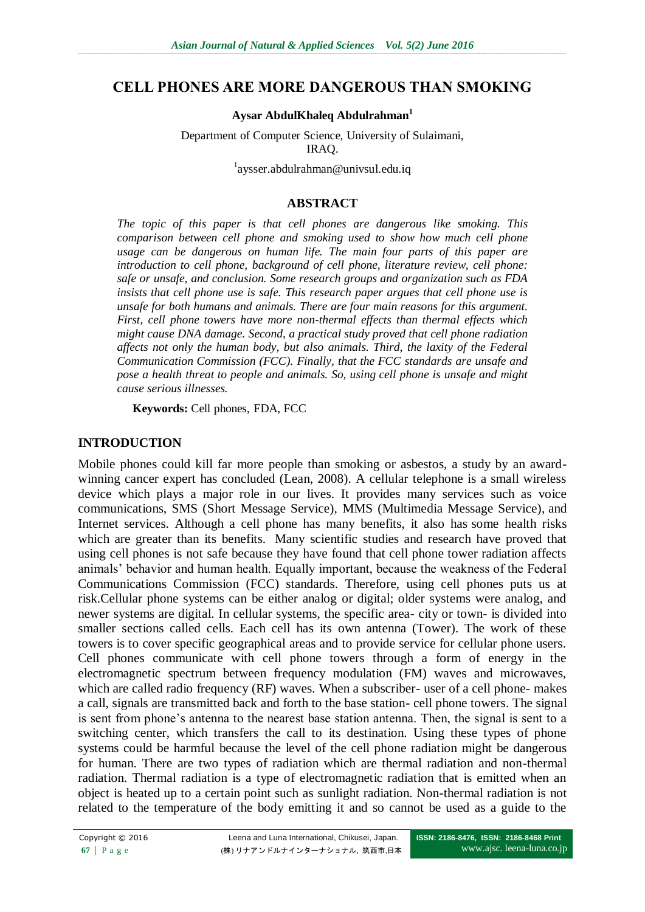# CELL PHONES ARE MORE DANGEROUS THAN SMOKING

**Aysar AbdulKhaleq Abdulrahman**[1]

Department of Computer Science, University of Sulaimani, IRAQ.

[1]aysser.abdulrahman@univsul.edu.iq

## ABSTRACT

*The topic of this paper is that cell phones are dangerous like smoking. This comparison between cell phone and smoking used to show how much cell phone usage can be dangerous on human life. The main four parts of this paper are introduction to cell phone, background of cell phone, literature review, cell phone: safe or unsafe, and conclusion. Some research groups and organization such as FDA insists that cell phone use is safe. This research paper argues that cell phone use is unsafe for both humans and animals. There are four main reasons for this argument. First, cell phone towers have more non-thermal effects than thermal effects which might cause DNA damage. Second, a practical study proved that cell phone radiation affects not only the human body, but also animals. Third, the laxity of the Federal Communication Commission (FCC). Finally, that the FCC standards are unsafe and pose a health threat to people and animals. So, using cell phone is unsafe and might cause serious illnesses.*

**Keywords:** Cell phones, FDA, FCC

## INTRODUCTION

Mobile phones could kill far more people than smoking or asbestos, a study by an award-winning cancer expert has concluded (Lean, 2008). A cellular telephone is a small wireless device which plays a major role in our lives. It provides many services such as voice communications, SMS (Short Message Service), MMS (Multimedia Message Service), and Internet services. Although a cell phone has many benefits, it also has some health risks which are greater than its benefits. Many scientific studies and research have proved that using cell phones is not safe because they have found that cell phone tower radiation affects animals' behavior and human health. Equally important, because the weakness of the Federal Communications Commission (FCC) standards. Therefore, using cell phones puts us at risk.Cellular phone systems can be either analog or digital; older systems were analog, and newer systems are digital. In cellular systems, the specific area- city or town- is divided into smaller sections called cells. Each cell has its own antenna (Tower). The work of these towers is to cover specific geographical areas and to provide service for cellular phone users. Cell phones communicate with cell phone towers through a form of energy in the electromagnetic spectrum between frequency modulation (FM) waves and microwaves, which are called radio frequency (RF) waves. When a subscriber- user of a cell phone- makes a call, signals are transmitted back and forth to the base station- cell phone towers. The signal is sent from phone's antenna to the nearest base station antenna. Then, the signal is sent to a switching center, which transfers the call to its destination. Using these types of phone systems could be harmful because the level of the cell phone radiation might be dangerous for human. There are two types of radiation which are thermal radiation and non-thermal radiation. Thermal radiation is a type of electromagnetic radiation that is emitted when an object is heated up to a certain point such as sunlight radiation. Non-thermal radiation is not related to the temperature of the body emitting it and so cannot be used as a guide to the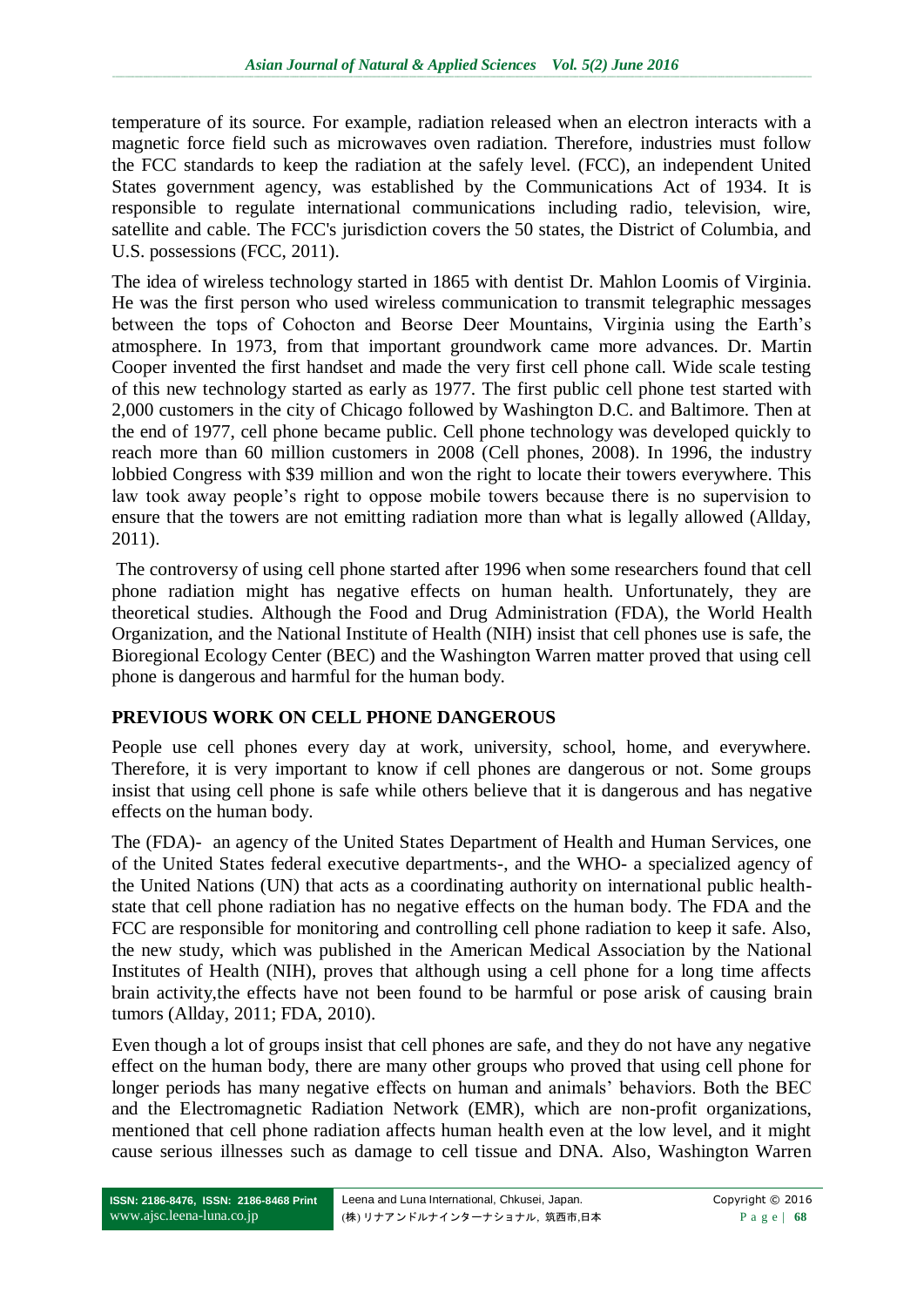temperature of its source. For example, radiation released when an electron interacts with a magnetic force field such as microwaves oven radiation. Therefore, industries must follow the FCC standards to keep the radiation at the safely level. (FCC), an independent United States government agency, was established by the Communications Act of 1934. It is responsible to regulate international communications including radio, television, wire, satellite and cable. The FCC's jurisdiction covers the 50 states, the District of Columbia, and U.S. possessions (FCC, 2011).

The idea of wireless technology started in 1865 with dentist Dr. Mahlon Loomis of Virginia. He was the first person who used wireless communication to transmit telegraphic messages between the tops of Cohocton and Beorse Deer Mountains, Virginia using the Earth's atmosphere. In 1973, from that important groundwork came more advances. Dr. Martin Cooper invented the first handset and made the very first cell phone call. Wide scale testing of this new technology started as early as 1977. The first public cell phone test started with 2,000 customers in the city of Chicago followed by Washington D.C. and Baltimore. Then at the end of 1977, cell phone became public. Cell phone technology was developed quickly to reach more than 60 million customers in 2008 (Cell phones, 2008). In 1996, the industry lobbied Congress with $39 million and won the right to locate their towers everywhere. This law took away people's right to oppose mobile towers because there is no supervision to ensure that the towers are not emitting radiation more than what is legally allowed (Allday, 2011).

The controversy of using cell phone started after 1996 when some researchers found that cell phone radiation might has negative effects on human health. Unfortunately, they are theoretical studies. Although the Food and Drug Administration (FDA), the World Health Organization, and the National Institute of Health (NIH) insist that cell phones use is safe, the Bioregional Ecology Center (BEC) and the Washington Warren matter proved that using cell phone is dangerous and harmful for the human body.

## PREVIOUS WORK ON CELL PHONE DANGEROUS

People use cell phones every day at work, university, school, home, and everywhere. Therefore, it is very important to know if cell phones are dangerous or not. Some groups insist that using cell phone is safe while others believe that it is dangerous and has negative effects on the human body.

The (FDA)- an agency of the United States Department of Health and Human Services, one of the United States federal executive departments-, and the WHO- a specialized agency of the United Nations (UN) that acts as a coordinating authority on international public health- state that cell phone radiation has no negative effects on the human body. The FDA and the FCC are responsible for monitoring and controlling cell phone radiation to keep it safe. Also, the new study, which was published in the American Medical Association by the National Institutes of Health (NIH), proves that although using a cell phone for a long time affects brain activity,the effects have not been found to be harmful or pose arisk of causing brain tumors (Allday, 2011; FDA, 2010).

Even though a lot of groups insist that cell phones are safe, and they do not have any negative effect on the human body, there are many other groups who proved that using cell phone for longer periods has many negative effects on human and animals' behaviors. Both the BEC and the Electromagnetic Radiation Network (EMR), which are non-profit organizations, mentioned that cell phone radiation affects human health even at the low level, and it might cause serious illnesses such as damage to cell tissue and DNA. Also, Washington Warren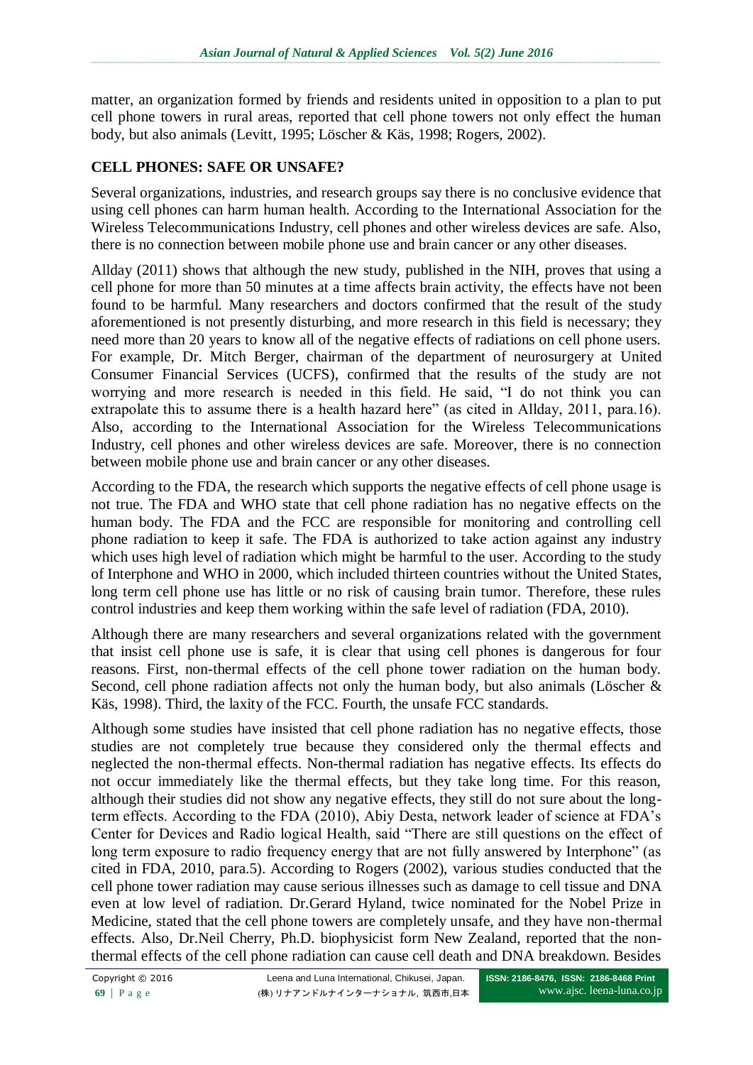matter, an organization formed by friends and residents united in opposition to a plan to put cell phone towers in rural areas, reported that cell phone towers not only effect the human body, but also animals (Levitt, 1995; Löscher & Käs, 1998; Rogers, 2002).

## CELL PHONES: SAFE OR UNSAFE?

Several organizations, industries, and research groups say there is no conclusive evidence that using cell phones can harm human health. According to the International Association for the Wireless Telecommunications Industry, cell phones and other wireless devices are safe. Also, there is no connection between mobile phone use and brain cancer or any other diseases.

Allday (2011) shows that although the new study, published in the NIH, proves that using a cell phone for more than 50 minutes at a time affects brain activity, the effects have not been found to be harmful. Many researchers and doctors confirmed that the result of the study aforementioned is not presently disturbing, and more research in this field is necessary; they need more than 20 years to know all of the negative effects of radiations on cell phone users. For example, Dr. Mitch Berger, chairman of the department of neurosurgery at United Consumer Financial Services (UCFS), confirmed that the results of the study are not worrying and more research is needed in this field. He said, "I do not think you can extrapolate this to assume there is a health hazard here" (as cited in Allday, 2011, para.16). Also, according to the International Association for the Wireless Telecommunications Industry, cell phones and other wireless devices are safe. Moreover, there is no connection between mobile phone use and brain cancer or any other diseases.

According to the FDA, the research which supports the negative effects of cell phone usage is not true. The FDA and WHO state that cell phone radiation has no negative effects on the human body. The FDA and the FCC are responsible for monitoring and controlling cell phone radiation to keep it safe. The FDA is authorized to take action against any industry which uses high level of radiation which might be harmful to the user. According to the study of Interphone and WHO in 2000, which included thirteen countries without the United States, long term cell phone use has little or no risk of causing brain tumor. Therefore, these rules control industries and keep them working within the safe level of radiation (FDA, 2010).

Although there are many researchers and several organizations related with the government that insist cell phone use is safe, it is clear that using cell phones is dangerous for four reasons. First, non-thermal effects of the cell phone tower radiation on the human body. Second, cell phone radiation affects not only the human body, but also animals (Löscher & Käs, 1998). Third, the laxity of the FCC. Fourth, the unsafe FCC standards.

Although some studies have insisted that cell phone radiation has no negative effects, those studies are not completely true because they considered only the thermal effects and neglected the non-thermal effects. Non-thermal radiation has negative effects. Its effects do not occur immediately like the thermal effects, but they take long time. For this reason, although their studies did not show any negative effects, they still do not sure about the long-term effects. According to the FDA (2010), Abiy Desta, network leader of science at FDA's Center for Devices and Radio logical Health, said "There are still questions on the effect of long term exposure to radio frequency energy that are not fully answered by Interphone" (as cited in FDA, 2010, para.5). According to Rogers (2002), various studies conducted that the cell phone tower radiation may cause serious illnesses such as damage to cell tissue and DNA even at low level of radiation. Dr.Gerard Hyland, twice nominated for the Nobel Prize in Medicine, stated that the cell phone towers are completely unsafe, and they have non-thermal effects. Also, Dr.Neil Cherry, Ph.D. biophysicist form New Zealand, reported that the non-thermal effects of the cell phone radiation can cause cell death and DNA breakdown. Besides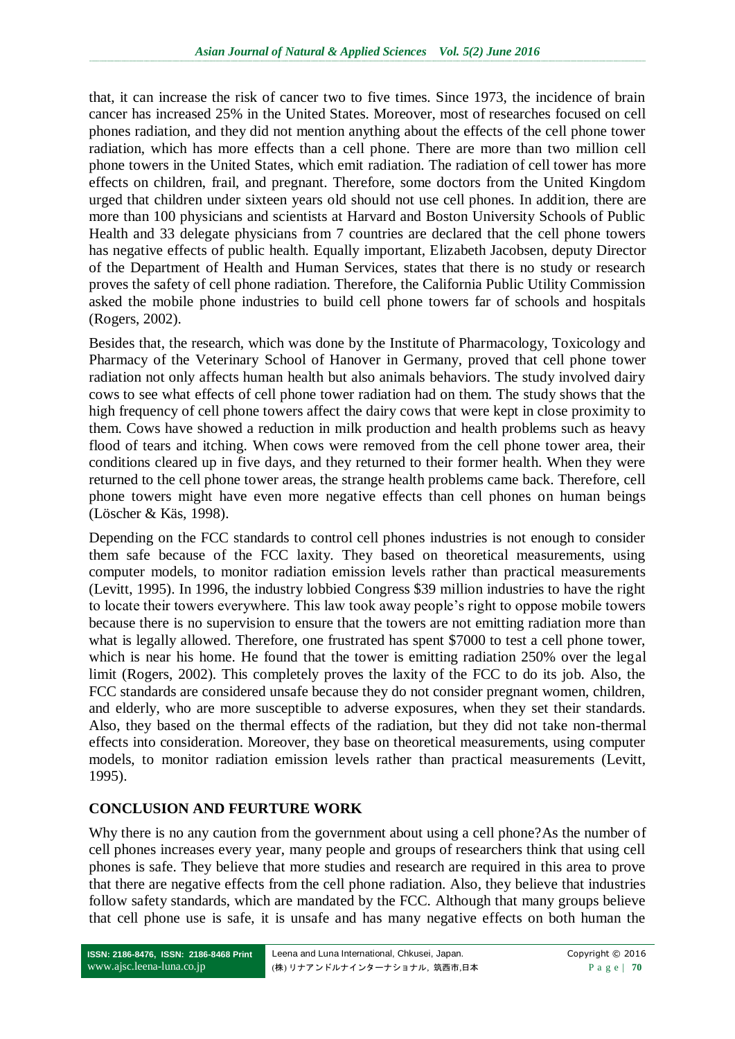that, it can increase the risk of cancer two to five times. Since 1973, the incidence of brain cancer has increased 25% in the United States. Moreover, most of researches focused on cell phones radiation, and they did not mention anything about the effects of the cell phone tower radiation, which has more effects than a cell phone. There are more than two million cell phone towers in the United States, which emit radiation. The radiation of cell tower has more effects on children, frail, and pregnant. Therefore, some doctors from the United Kingdom urged that children under sixteen years old should not use cell phones. In addition, there are more than 100 physicians and scientists at Harvard and Boston University Schools of Public Health and 33 delegate physicians from 7 countries are declared that the cell phone towers has negative effects of public health. Equally important, Elizabeth Jacobsen, deputy Director of the Department of Health and Human Services, states that there is no study or research proves the safety of cell phone radiation. Therefore, the California Public Utility Commission asked the mobile phone industries to build cell phone towers far of schools and hospitals (Rogers, 2002).

Besides that, the research, which was done by the Institute of Pharmacology, Toxicology and Pharmacy of the Veterinary School of Hanover in Germany, proved that cell phone tower radiation not only affects human health but also animals behaviors. The study involved dairy cows to see what effects of cell phone tower radiation had on them. The study shows that the high frequency of cell phone towers affect the dairy cows that were kept in close proximity to them. Cows have showed a reduction in milk production and health problems such as heavy flood of tears and itching. When cows were removed from the cell phone tower area, their conditions cleared up in five days, and they returned to their former health. When they were returned to the cell phone tower areas, the strange health problems came back. Therefore, cell phone towers might have even more negative effects than cell phones on human beings (Löscher & Käs, 1998).

Depending on the FCC standards to control cell phones industries is not enough to consider them safe because of the FCC laxity. They based on theoretical measurements, using computer models, to monitor radiation emission levels rather than practical measurements (Levitt, 1995). In 1996, the industry lobbied Congress $39 million industries to have the right to locate their towers everywhere. This law took away people's right to oppose mobile towers because there is no supervision to ensure that the towers are not emitting radiation more than what is legally allowed. Therefore, one frustrated has spent $7000 to test a cell phone tower, which is near his home. He found that the tower is emitting radiation 250% over the legal limit (Rogers, 2002). This completely proves the laxity of the FCC to do its job. Also, the FCC standards are considered unsafe because they do not consider pregnant women, children, and elderly, who are more susceptible to adverse exposures, when they set their standards. Also, they based on the thermal effects of the radiation, but they did not take non-thermal effects into consideration. Moreover, they base on theoretical measurements, using computer models, to monitor radiation emission levels rather than practical measurements (Levitt, 1995).

## CONCLUSION AND FEURTURE WORK

Why there is no any caution from the government about using a cell phone?As the number of cell phones increases every year, many people and groups of researchers think that using cell phones is safe. They believe that more studies and research are required in this area to prove that there are negative effects from the cell phone radiation. Also, they believe that industries follow safety standards, which are mandated by the FCC. Although that many groups believe that cell phone use is safe, it is unsafe and has many negative effects on both human the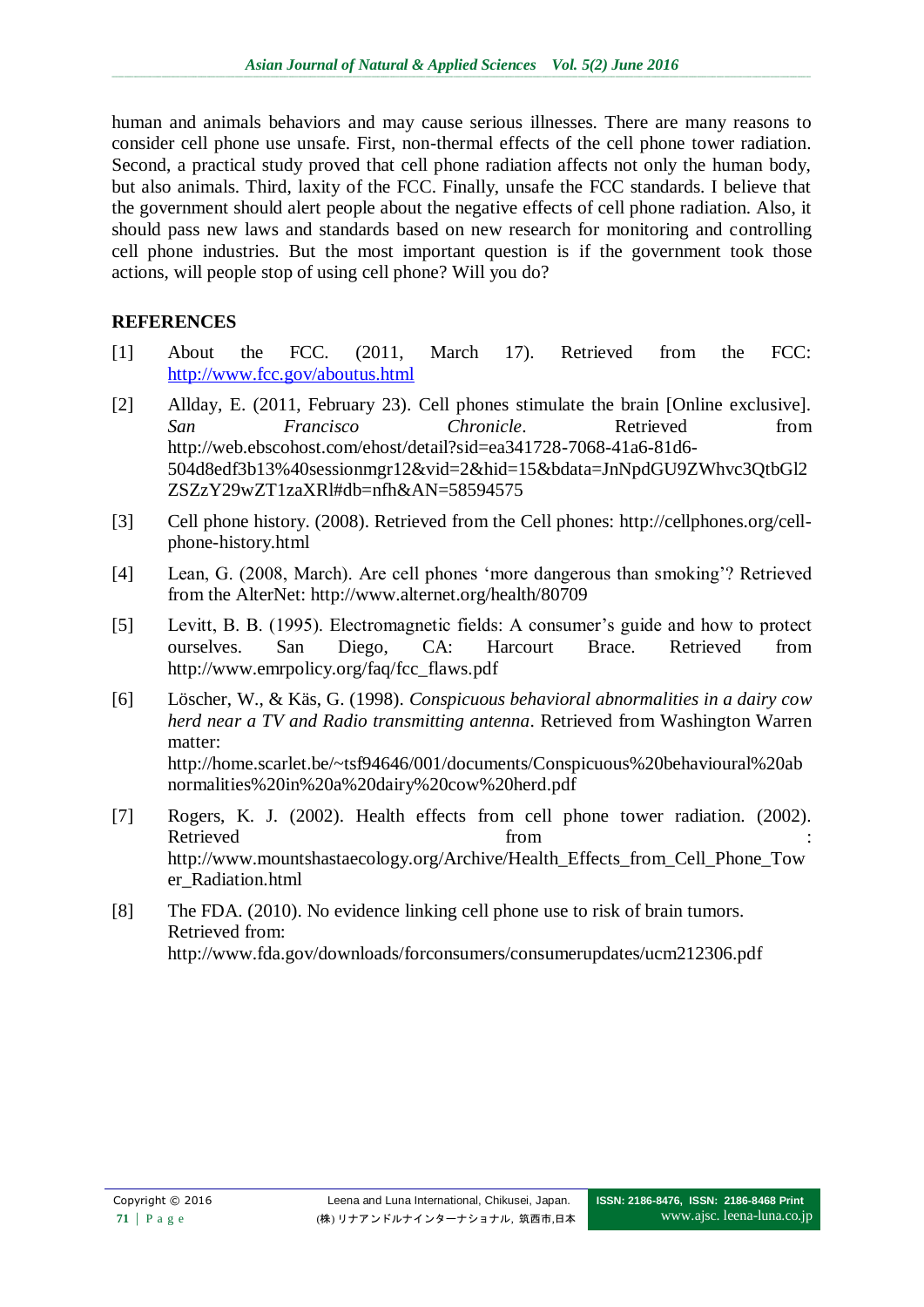human and animals behaviors and may cause serious illnesses. There are many reasons to consider cell phone use unsafe. First, non-thermal effects of the cell phone tower radiation. Second, a practical study proved that cell phone radiation affects not only the human body, but also animals. Third, laxity of the FCC. Finally, unsafe the FCC standards. I believe that the government should alert people about the negative effects of cell phone radiation. Also, it should pass new laws and standards based on new research for monitoring and controlling cell phone industries. But the most important question is if the government took those actions, will people stop of using cell phone? Will you do?

## REFERENCES

[1] About the FCC. (2011, March 17). Retrieved from the FCC: http://www.fcc.gov/aboutus.html

[2] Allday, E. (2011, February 23). Cell phones stimulate the brain [Online exclusive]. *San Francisco Chronicle*. Retrieved from http://web.ebscohost.com/ehost/detail?sid=ea341728-7068-41a6-81d6-504d8edf3b13%40sessionmgr12&vid=2&hid=15&bdata=JnNpdGU9ZWhvc3QtbGl2ZSZzY29wZT1zaXRl#db=nfh&AN=58594575

[3] Cell phone history. (2008). Retrieved from the Cell phones: http://cellphones.org/cell-phone-history.html

[4] Lean, G. (2008, March). Are cell phones 'more dangerous than smoking'? Retrieved from the AlterNet: http://www.alternet.org/health/80709

[5] Levitt, B. B. (1995). Electromagnetic fields: A consumer's guide and how to protect ourselves. San Diego, CA: Harcourt Brace. Retrieved from http://www.emrpolicy.org/faq/fcc_flaws.pdf

[6] Löscher, W., & Käs, G. (1998). *Conspicuous behavioral abnormalities in a dairy cow herd near a TV and Radio transmitting antenna*. Retrieved from Washington Warren matter: http://home.scarlet.be/~tsf94646/001/documents/Conspicuous%20behavioural%20abnormalities%20in%20a%20dairy%20cow%20herd.pdf

[7] Rogers, K. J. (2002). Health effects from cell phone tower radiation. (2002). Retrieved from : http://www.mountshastaecology.org/Archive/Health_Effects_from_Cell_Phone_Tower_Radiation.html

[8] The FDA. (2010). No evidence linking cell phone use to risk of brain tumors. Retrieved from: http://www.fda.gov/downloads/forconsumers/consumerupdates/ucm212306.pdf